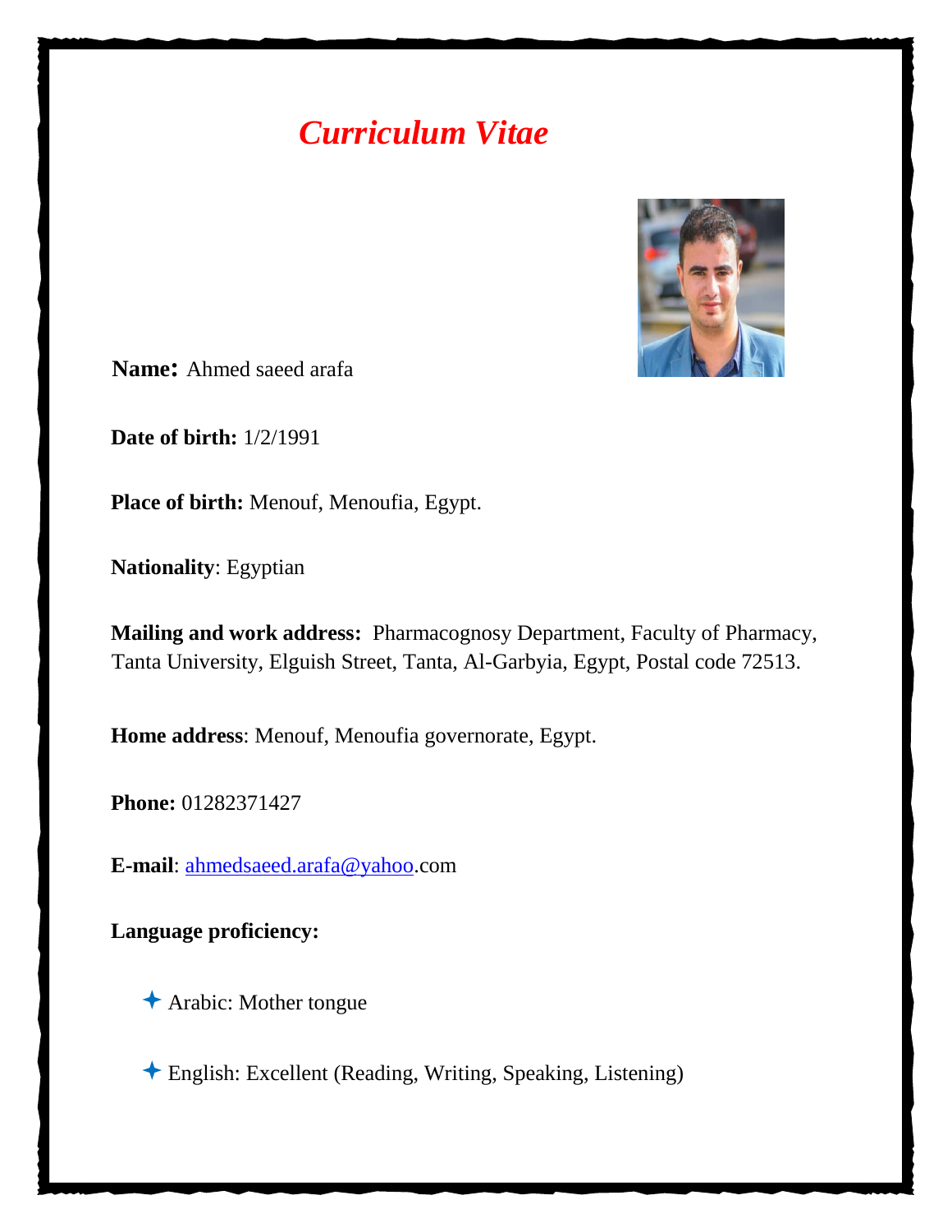# *Curriculum Vitae*

**Name:** Ahmed saeed arafa

**Date of birth:** 1/2/1991

**Place of birth:** Menouf, Menoufia, Egypt.

**Nationality**: Egyptian

**Mailing and work address:** Pharmacognosy Department, Faculty of Pharmacy, Tanta University, Elguish Street, Tanta, Al-Garbyia, Egypt, Postal code 72513.

**Home address**: Menouf, Menoufia governorate, Egypt.

**Phone:** 01282371427

**E-mail**: ahmedsaeed.arafa@yahoo.com

**Language proficiency:**

- Arabic: Mother tongue
- English: Excellent (Reading, Writing, Speaking, Listening)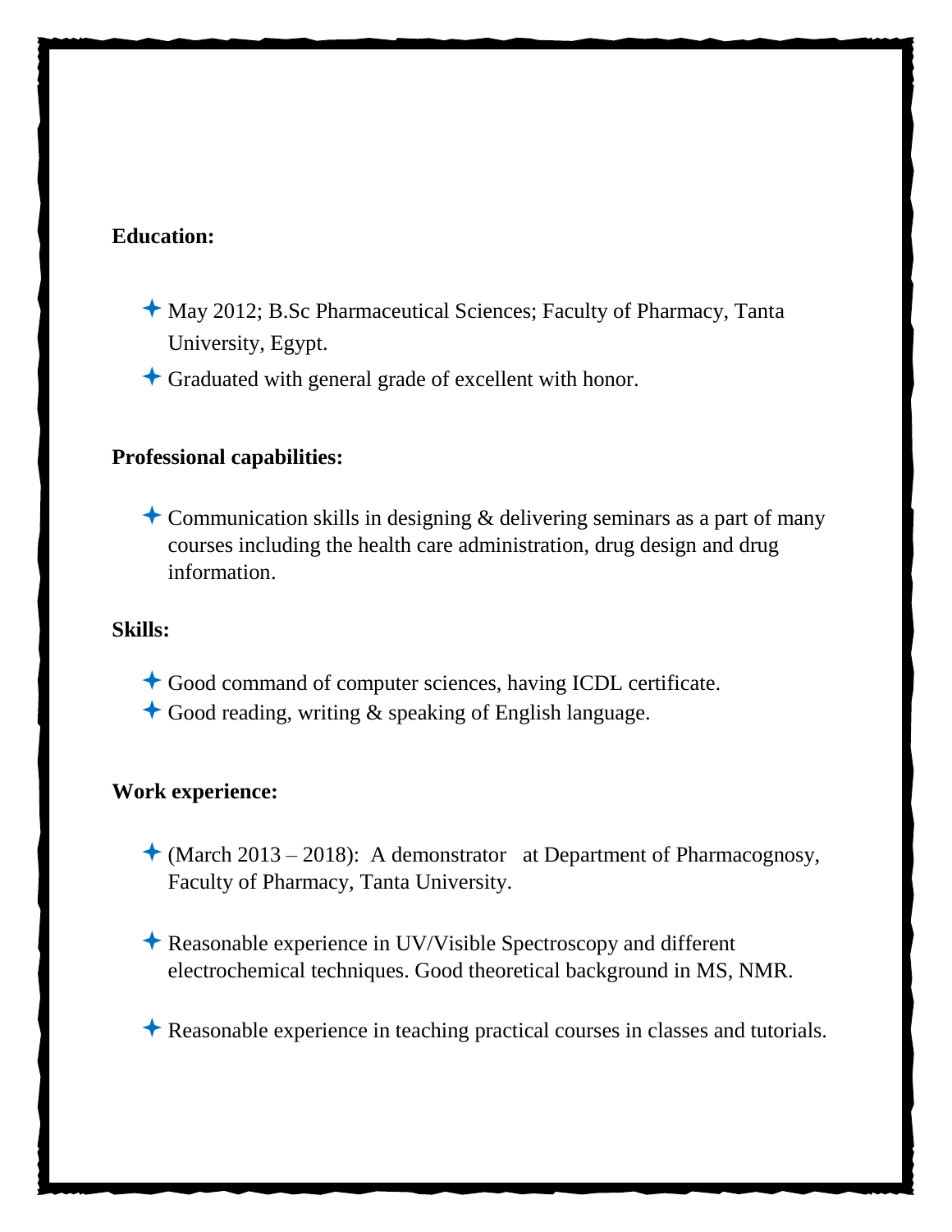**Education:**

- May 2012; B.Sc Pharmaceutical Sciences; Faculty of Pharmacy, Tanta University, Egypt.
- Graduated with general grade of excellent with honor.

**Professional capabilities:**

- Communication skills in designing & delivering seminars as a part of many courses including the health care administration, drug design and drug information.

**Skills:**

- Good command of computer sciences, having ICDL certificate.
- Good reading, writing & speaking of English language.

**Work experience:**

- (March 2013 – 2018): A demonstrator at Department of Pharmacognosy, Faculty of Pharmacy, Tanta University.
- Reasonable experience in UV/Visible Spectroscopy and different electrochemical techniques. Good theoretical background in MS, NMR.
- Reasonable experience in teaching practical courses in classes and tutorials.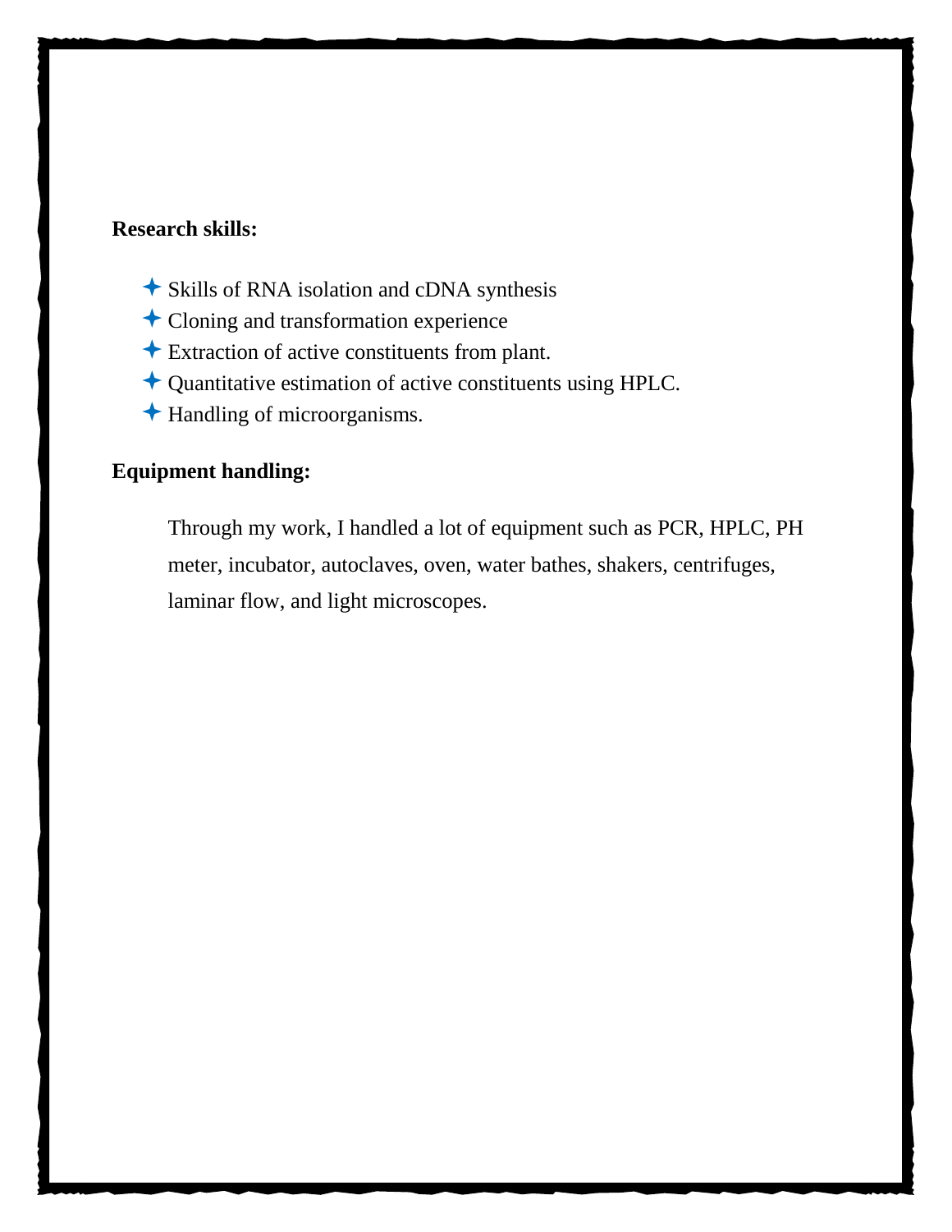**Research skills:**

- Skills of RNA isolation and cDNA synthesis
- Cloning and transformation experience
- Extraction of active constituents from plant.
- Quantitative estimation of active constituents using HPLC.
- Handling of microorganisms.

**Equipment handling:**

Through my work, I handled a lot of equipment such as PCR, HPLC, PH meter, incubator, autoclaves, oven, water bathes, shakers, centrifuges, laminar flow, and light microscopes.